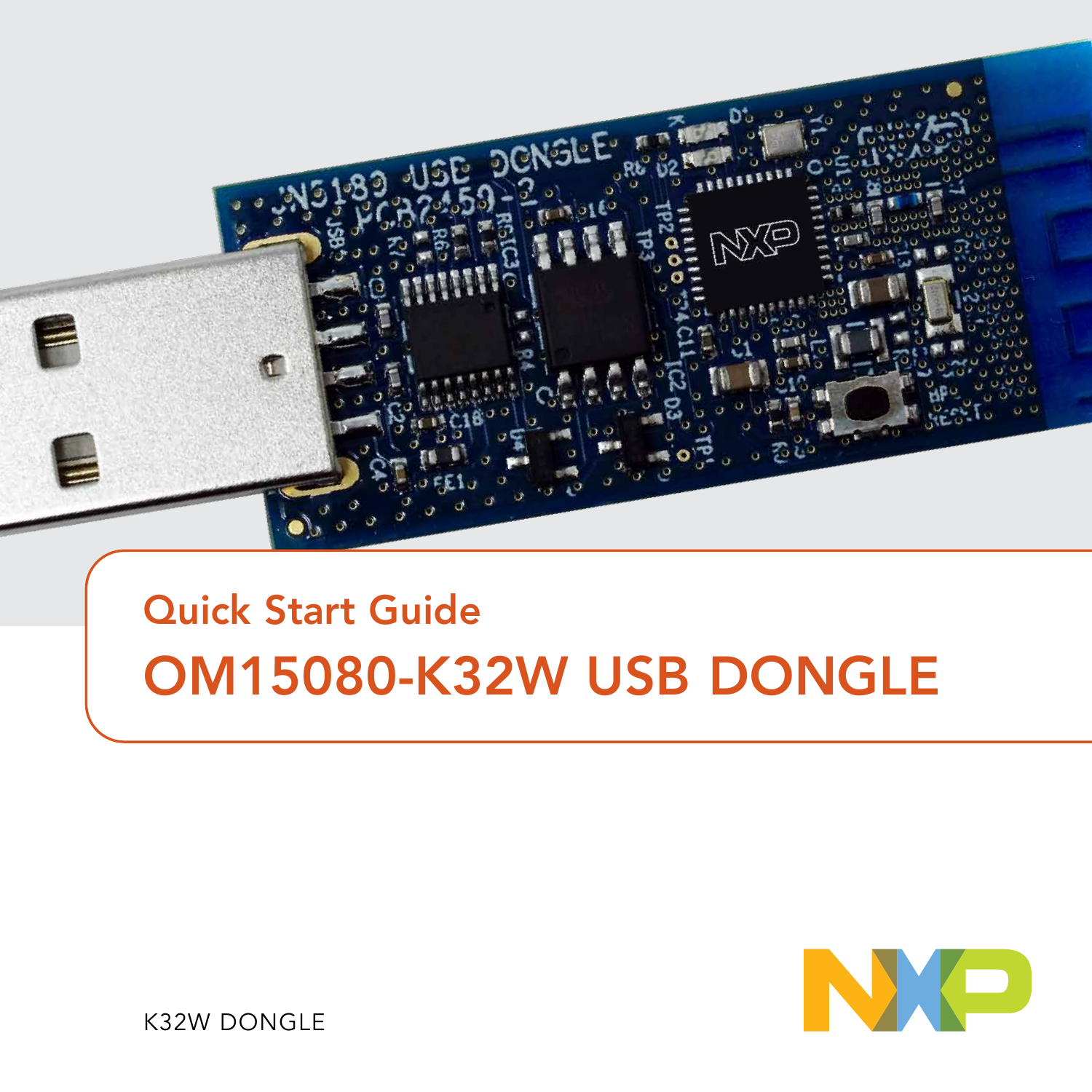Quick Start Guide

# OM15080-K32W USB DONGLE

K32W DONGLE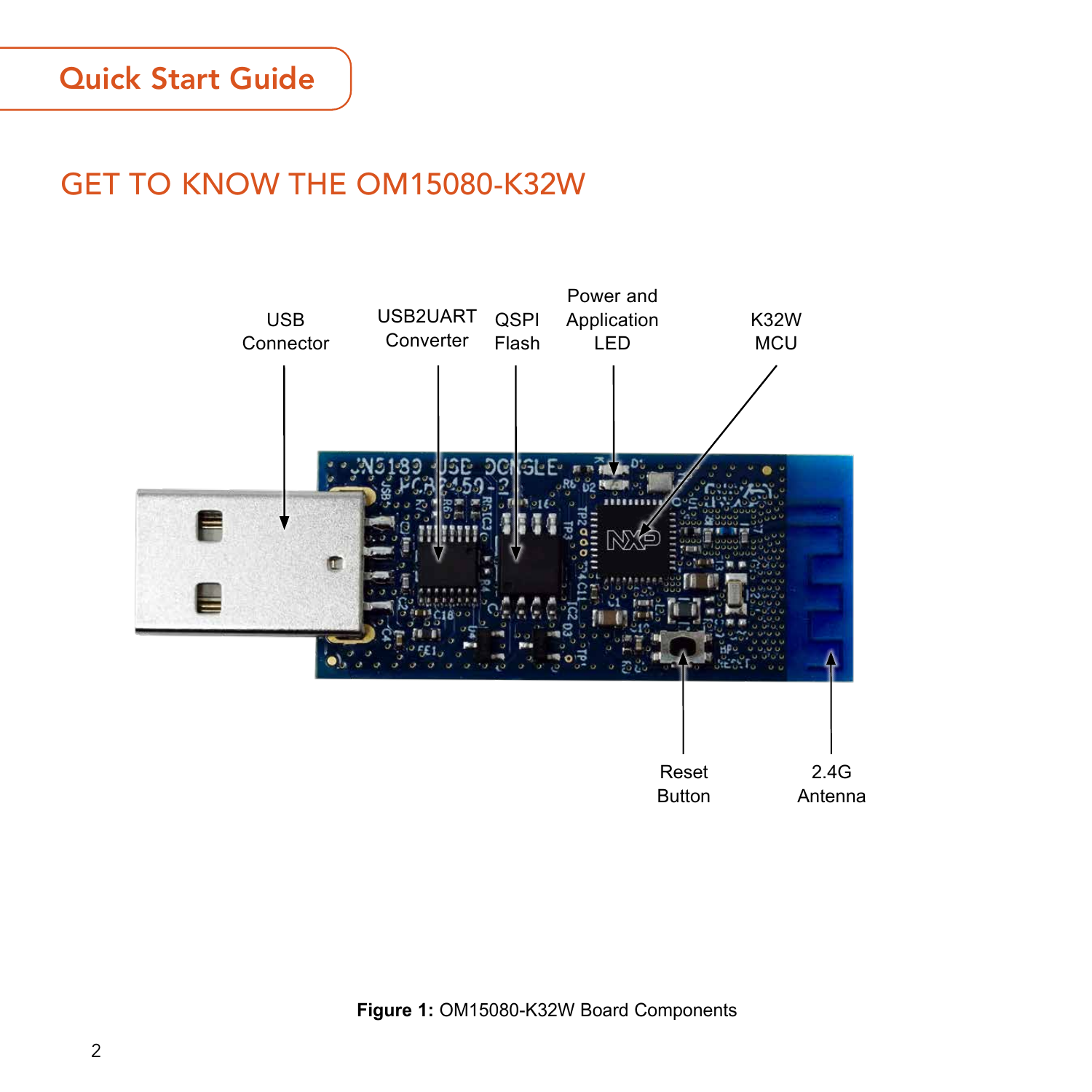# GET TO KNOW THE OM15080-K32W

USB Connector

USB2UART Converter

QSPI Flash

Power and Application LED

K32W MCU

Reset Button

2.4G Antenna

**Figure 1:** OM15080-K32W Board Components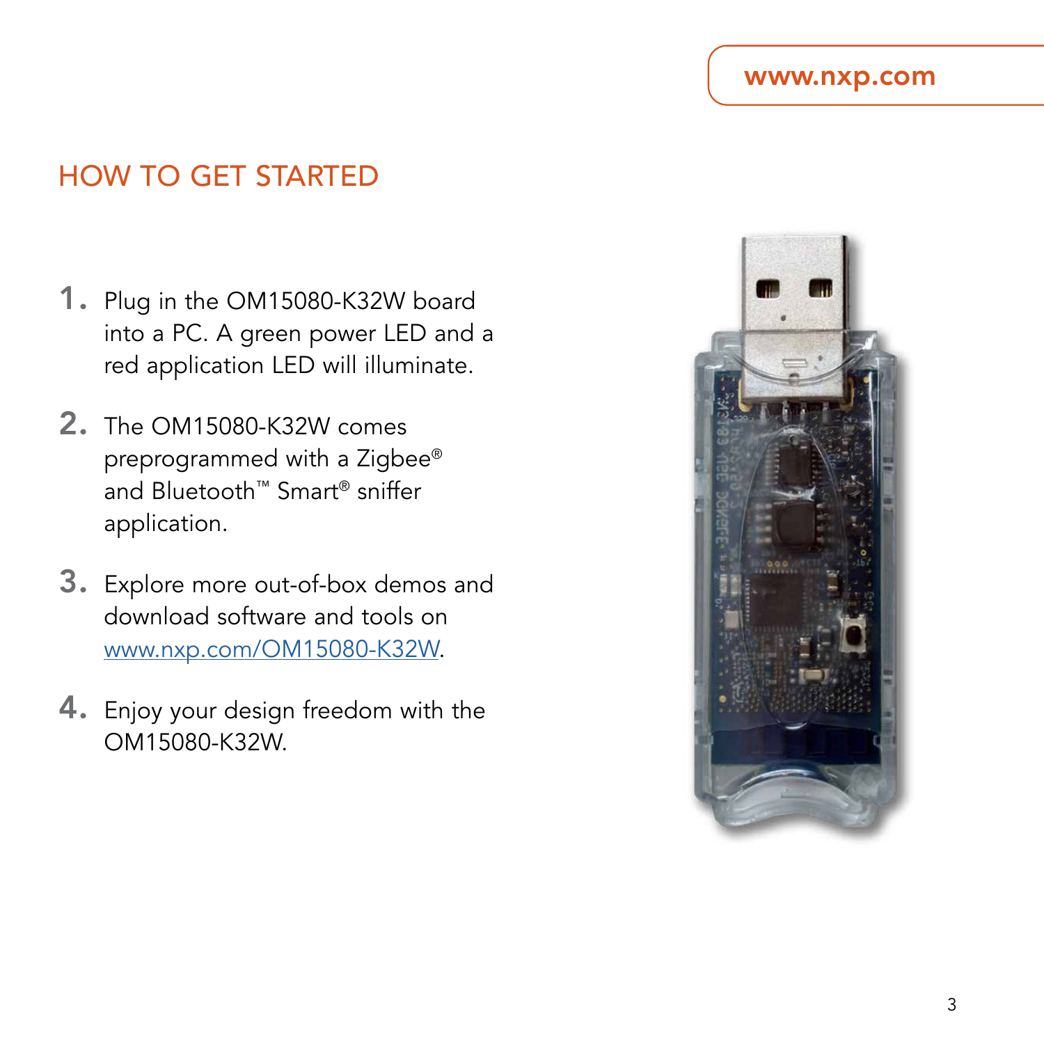## HOW TO GET STARTED

1. Plug in the OM15080-K32W board into a PC. A green power LED and a red application LED will illuminate.
2. The OM15080-K32W comes preprogrammed with a Zigbee® and Bluetooth™ Smart® sniffer application.
3. Explore more out-of-box demos and download software and tools on www.nxp.com/OM15080-K32W.
4. Enjoy your design freedom with the OM15080-K32W.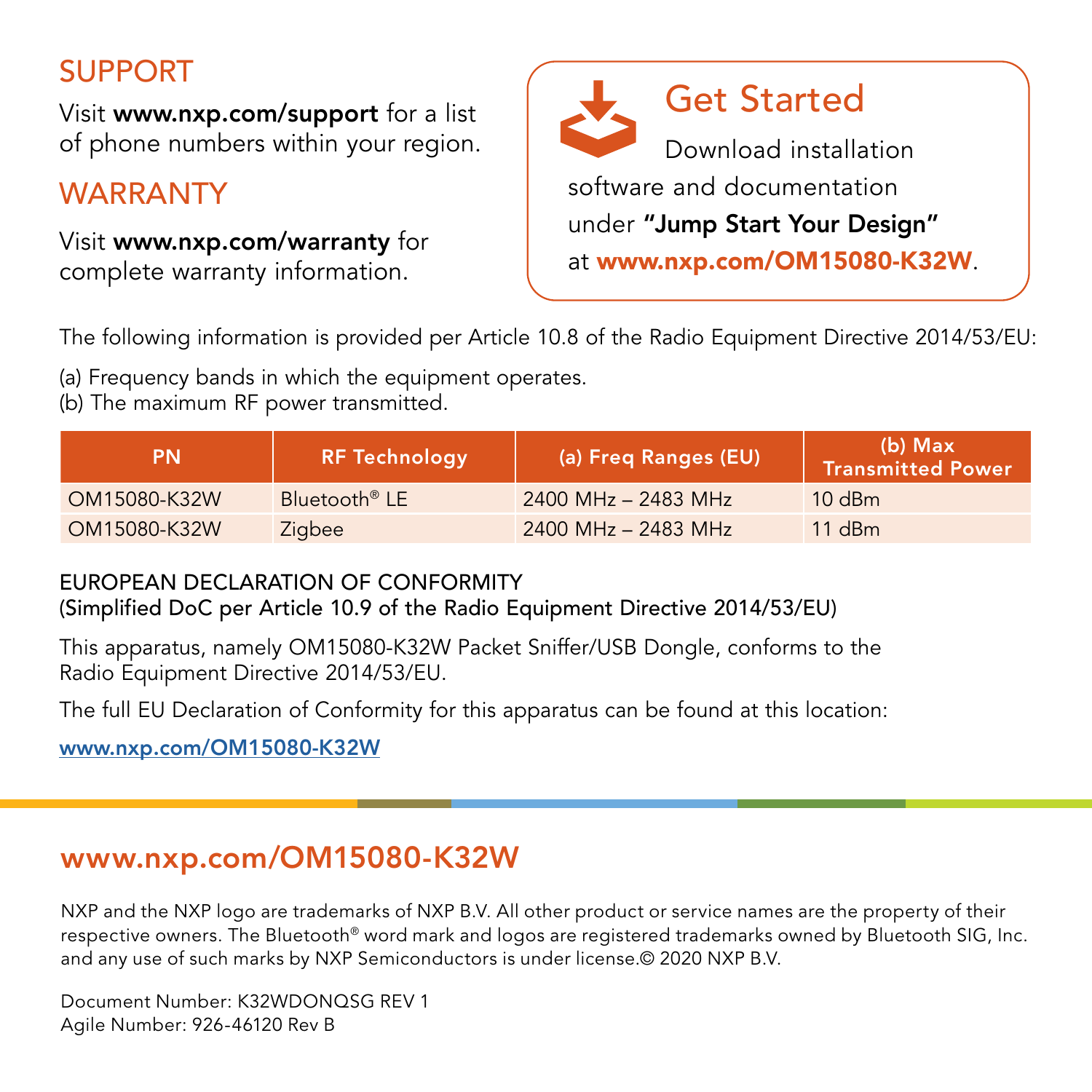## SUPPORT

Visit **www.nxp.com/support** for a list of phone numbers within your region.

## WARRANTY

Visit **www.nxp.com/warranty** for complete warranty information.

## Get Started

Download installation software and documentation under **"Jump Start Your Design"** at **www.nxp.com/OM15080-K32W**.

The following information is provided per Article 10.8 of the Radio Equipment Directive 2014/53/EU:

(a) Frequency bands in which the equipment operates.
(b) The maximum RF power transmitted.

| PN | RF Technology | (a) Freq Ranges (EU) | (b) Max Transmitted Power |
|---|---|---|---|
| OM15080-K32W | Bluetooth® LE | 2400 MHz – 2483 MHz | 10 dBm |
| OM15080-K32W | Zigbee | 2400 MHz – 2483 MHz | 11 dBm |

EUROPEAN DECLARATION OF CONFORMITY
(Simplified DoC per Article 10.9 of the Radio Equipment Directive 2014/53/EU)

This apparatus, namely OM15080-K32W Packet Sniffer/USB Dongle, conforms to the Radio Equipment Directive 2014/53/EU.

The full EU Declaration of Conformity for this apparatus can be found at this location:

www.nxp.com/OM15080-K32W

## www.nxp.com/OM15080-K32W

NXP and the NXP logo are trademarks of NXP B.V. All other product or service names are the property of their respective owners. The Bluetooth® word mark and logos are registered trademarks owned by Bluetooth SIG, Inc. and any use of such marks by NXP Semiconductors is under license.© 2020 NXP B.V.

Document Number: K32WDONQSG REV 1
Agile Number: 926-46120 Rev B